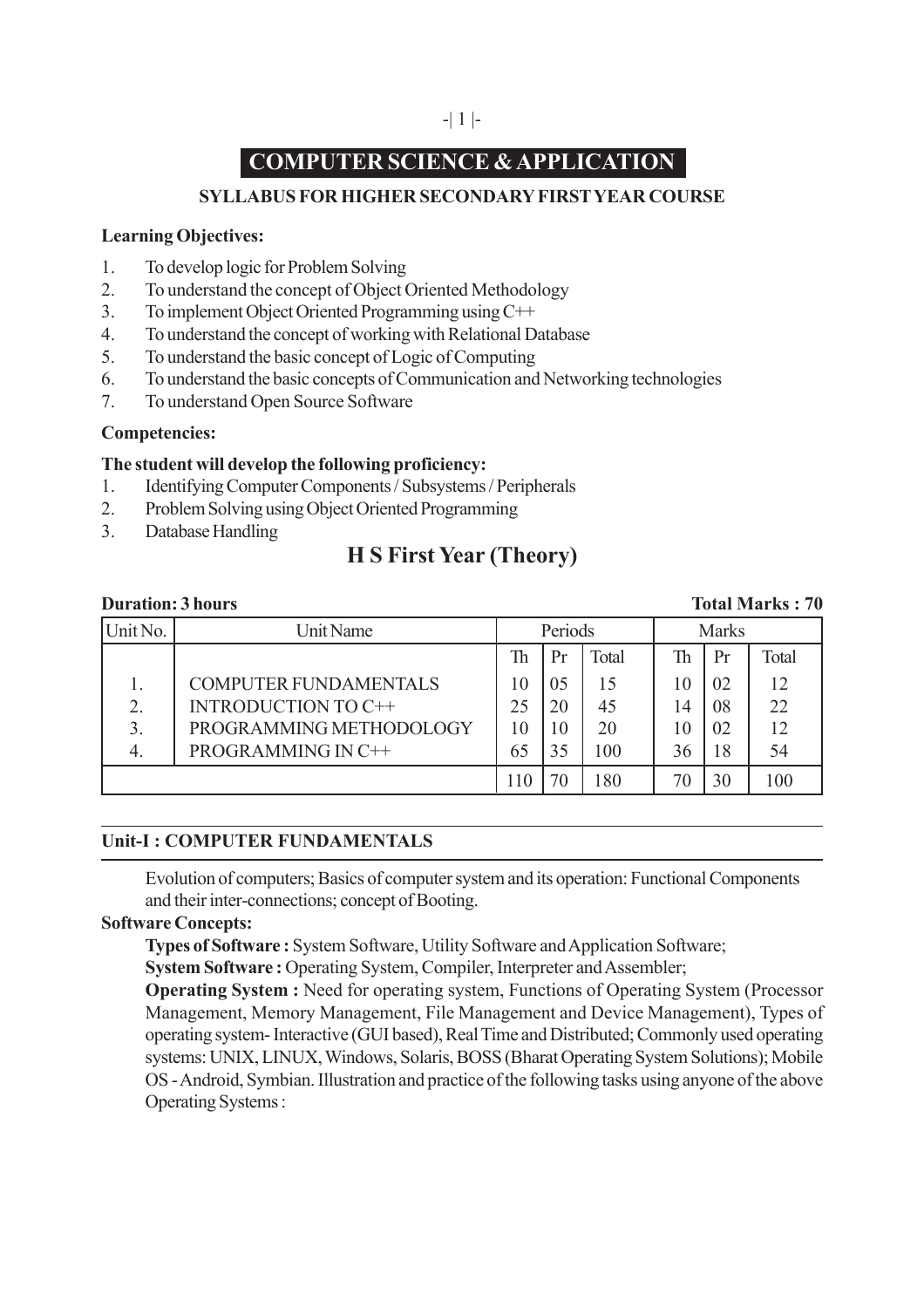# COMPUTER SCIENCE & APPLICATION

### SYLLABUS FOR HIGHER SECONDARY FIRST YEAR COURSE

**Learning Objectives:**

1. To develop logic for Problem Solving
2. To understand the concept of Object Oriented Methodology
3. To implement Object Oriented Programming using C++
4. To understand the concept of working with Relational Database
5. To understand the basic concept of Logic of Computing
6. To understand the basic concepts of Communication and Networking technologies
7. To understand Open Source Software

**Competencies:**

**The student will develop the following proficiency:**

1. Identifying Computer Components / Subsystems / Peripherals
2. Problem Solving using Object Oriented Programming
3. Database Handling

## H S First Year (Theory)

**Duration: 3 hours** **Total Marks : 70**

| Unit No. | Unit Name | Periods | | | Marks | | |
|---|---|---|---|---|---|---|---|
| | | Th | Pr | Total | Th | Pr | Total |
| 1. | COMPUTER FUNDAMENTALS | 10 | 05 | 15 | 10 | 02 | 12 |
| 2. | INTRODUCTION TO C++ | 25 | 20 | 45 | 14 | 08 | 22 |
| 3. | PROGRAMMING METHODOLOGY | 10 | 10 | 20 | 10 | 02 | 12 |
| 4. | PROGRAMMING IN C++ | 65 | 35 | 100 | 36 | 18 | 54 |
| | | 110 | 70 | 180 | 70 | 30 | 100 |

### Unit-I : COMPUTER FUNDAMENTALS

Evolution of computers; Basics of computer system and its operation: Functional Components and their inter-connections; concept of Booting.

**Software Concepts:**

**Types of Software :** System Software, Utility Software and Application Software;

**System Software :** Operating System, Compiler, Interpreter and Assembler;

**Operating System :** Need for operating system, Functions of Operating System (Processor Management, Memory Management, File Management and Device Management), Types of operating system- Interactive (GUI based), Real Time and Distributed; Commonly used operating systems: UNIX, LINUX, Windows, Solaris, BOSS (Bharat Operating System Solutions); Mobile OS - Android, Symbian. Illustration and practice of the following tasks using anyone of the above Operating Systems :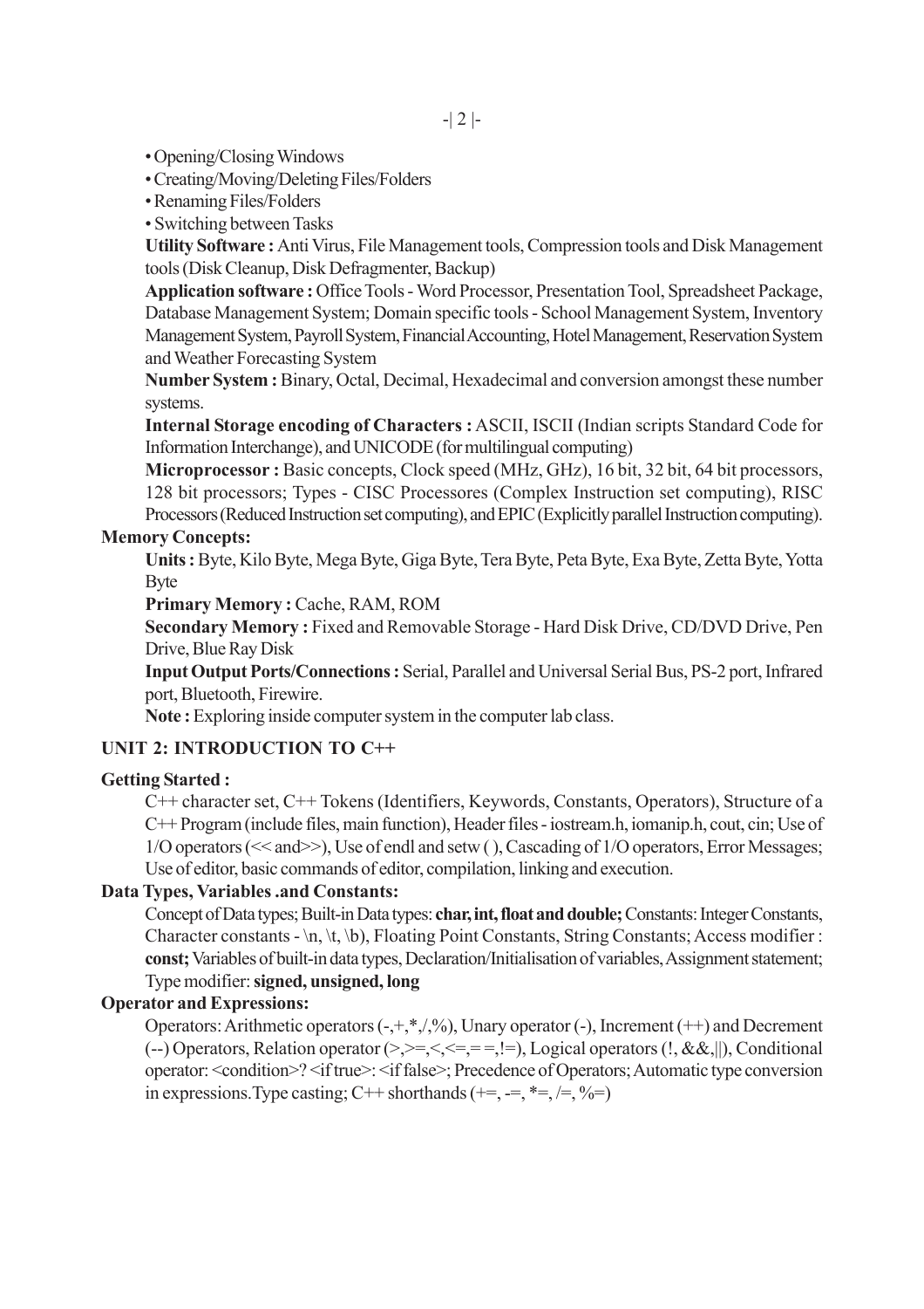- Opening/Closing Windows
- Creating/Moving/Deleting Files/Folders
- Renaming Files/Folders
- Switching between Tasks

**Utility Software :** Anti Virus, File Management tools, Compression tools and Disk Management tools (Disk Cleanup, Disk Defragmenter, Backup)

**Application software :** Office Tools - Word Processor, Presentation Tool, Spreadsheet Package, Database Management System; Domain specific tools - School Management System, Inventory Management System, Payroll System, Financial Accounting, Hotel Management, Reservation System and Weather Forecasting System

**Number System :** Binary, Octal, Decimal, Hexadecimal and conversion amongst these number systems.

**Internal Storage encoding of Characters :** ASCII, ISCII (Indian scripts Standard Code for Information Interchange), and UNICODE (for multilingual computing)

**Microprocessor :** Basic concepts, Clock speed (MHz, GHz), 16 bit, 32 bit, 64 bit processors, 128 bit processors; Types - CISC Processores (Complex Instruction set computing), RISC Processors (Reduced Instruction set computing), and EPIC (Explicitly parallel Instruction computing).

**Memory Concepts:**

**Units :** Byte, Kilo Byte, Mega Byte, Giga Byte, Tera Byte, Peta Byte, Exa Byte, Zetta Byte, Yotta Byte

**Primary Memory :** Cache, RAM, ROM

**Secondary Memory :** Fixed and Removable Storage - Hard Disk Drive, CD/DVD Drive, Pen Drive, Blue Ray Disk

**Input Output Ports/Connections :** Serial, Parallel and Universal Serial Bus, PS-2 port, Infrared port, Bluetooth, Firewire.

**Note :** Exploring inside computer system in the computer lab class.

## UNIT 2: INTRODUCTION TO C++

**Getting Started :**

C++ character set, C++ Tokens (Identifiers, Keywords, Constants, Operators), Structure of a C++ Program (include files, main function), Header files - iostream.h, iomanip.h, cout, cin; Use of 1/O operators (<< and>>), Use of endl and setw ( ), Cascading of 1/O operators, Error Messages; Use of editor, basic commands of editor, compilation, linking and execution.

**Data Types, Variables .and Constants:**

Concept of Data types; Built-in Data types: **char, int, float and double;** Constants: Integer Constants, Character constants - \n, \t, \b), Floating Point Constants, String Constants; Access modifier : **const;** Variables of built-in data types, Declaration/Initialisation of variables, Assignment statement; Type modifier: **signed, unsigned, long**

**Operator and Expressions:**

Operators: Arithmetic operators (-,+,*,/,%), Unary operator (-), Increment (++) and Decrement (--) Operators, Relation operator (>,>=,<,<=,= =,!=), Logical operators (!, &&,||), Conditional operator: <condition>? <if true>: <if false>; Precedence of Operators; Automatic type conversion in expressions.Type casting; C++ shorthands (+=, -=, *=, /=, %=)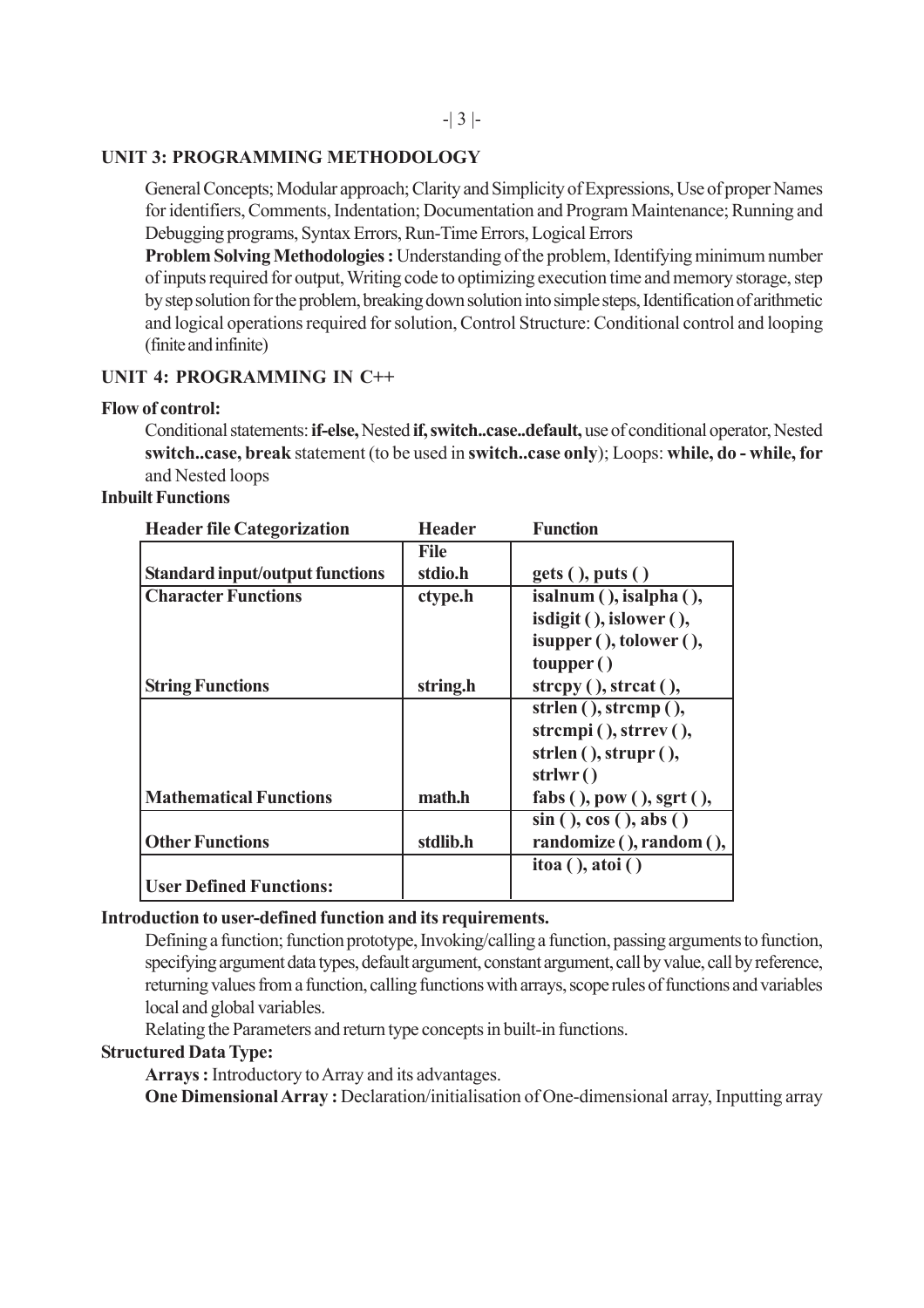## UNIT 3: PROGRAMMING METHODOLOGY

General Concepts; Modular approach; Clarity and Simplicity of Expressions, Use of proper Names for identifiers, Comments, Indentation; Documentation and Program Maintenance; Running and Debugging programs, Syntax Errors, Run-Time Errors, Logical Errors

**Problem Solving Methodologies :** Understanding of the problem, Identifying minimum number of inputs required for output, Writing code to optimizing execution time and memory storage, step by step solution for the problem, breaking down solution into simple steps, Identification of arithmetic and logical operations required for solution, Control Structure: Conditional control and looping (finite and infinite)

## UNIT 4: PROGRAMMING IN C++

**Flow of control:**

Conditional statements: **if-else,** Nested **if, switch..case..default,** use of conditional operator, Nested **switch..case, break** statement (to be used in **switch..case only**); Loops: **while, do - while, for** and Nested loops

**Inbuilt Functions**

| Header file Categorization | Header File | Function |
|---|---|---|
| Standard input/output functions | stdio.h | gets ( ), puts ( ) |
| Character Functions | ctype.h | isalnum ( ), isalpha ( ), isdigit ( ), islower ( ), isupper ( ), tolower ( ), toupper ( ) |
| String Functions | string.h | strcpy ( ), strcat ( ), strlen ( ), strcmp ( ), strcmpi ( ), strrev ( ), strlen ( ), strupr ( ), strlwr ( ) |
| Mathematical Functions | math.h | fabs ( ), pow ( ), sgrt ( ), sin ( ), cos ( ), abs ( ) |
| Other Functions | stdlib.h | randomize ( ), random ( ), itoa ( ), atoi ( ) |
| User Defined Functions: | | |

**Introduction to user-defined function and its requirements.**

Defining a function; function prototype, Invoking/calling a function, passing arguments to function, specifying argument data types, default argument, constant argument, call by value, call by reference, returning values from a function, calling functions with arrays, scope rules of functions and variables local and global variables.

Relating the Parameters and return type concepts in built-in functions.

**Structured Data Type:**

**Arrays :** Introductory to Array and its advantages.

**One Dimensional Array :** Declaration/initialisation of One-dimensional array, Inputting array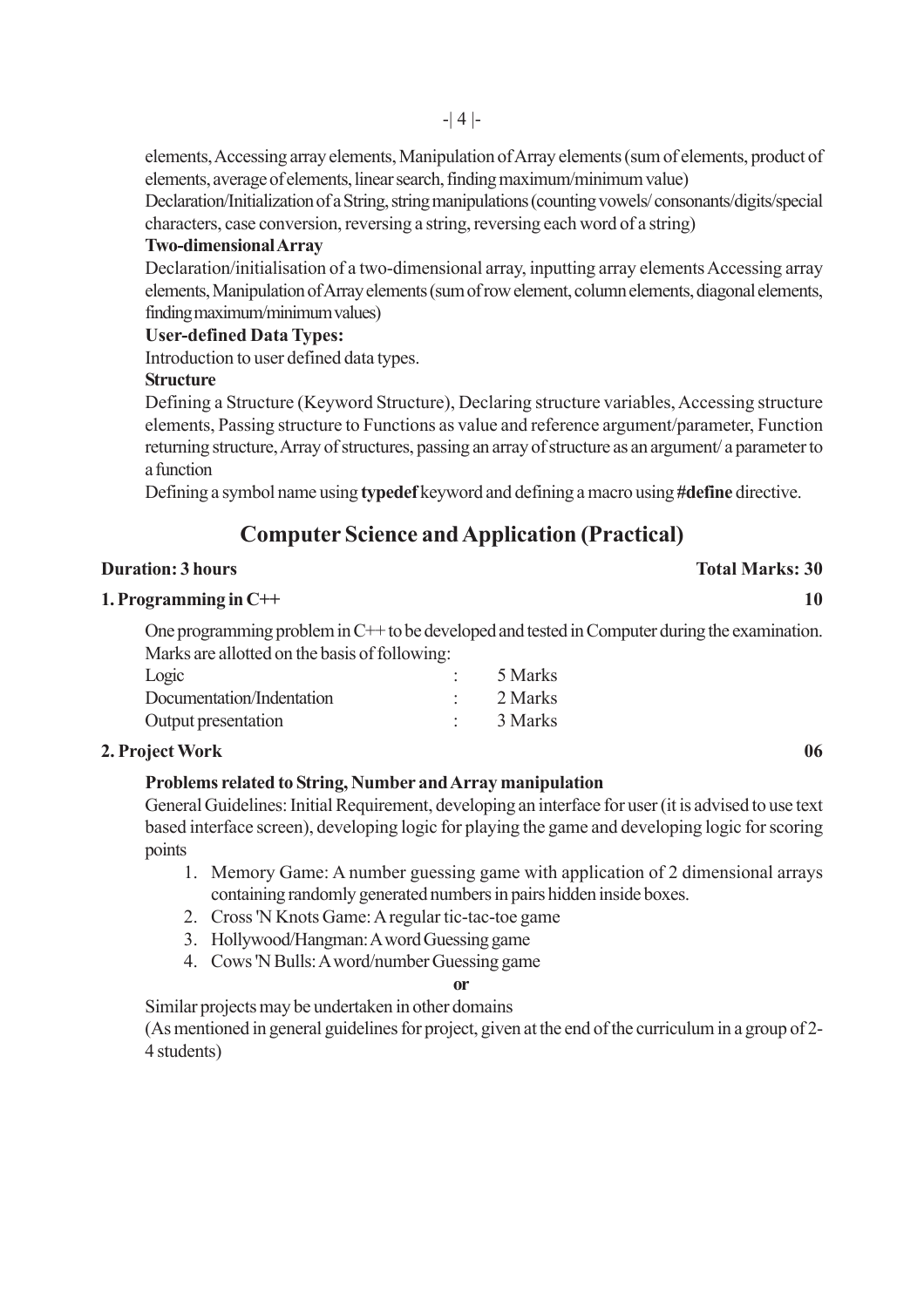elements, Accessing array elements, Manipulation of Array elements (sum of elements, product of elements, average of elements, linear search, finding maximum/minimum value)

Declaration/Initialization of a String, string manipulations (counting vowels/ consonants/digits/special characters, case conversion, reversing a string, reversing each word of a string)

**Two-dimensional Array**

Declaration/initialisation of a two-dimensional array, inputting array elements Accessing array elements, Manipulation of Array elements (sum of row element, column elements, diagonal elements, finding maximum/minimum values)

**User-defined Data Types:**

Introduction to user defined data types.

**Structure**

Defining a Structure (Keyword Structure), Declaring structure variables, Accessing structure elements, Passing structure to Functions as value and reference argument/parameter, Function returning structure, Array of structures, passing an array of structure as an argument/ a parameter to a function

Defining a symbol name using **typedef** keyword and defining a macro using **#define** directive.

## Computer Science and Application (Practical)

**Duration: 3 hours** **Total Marks: 30**

**1. Programming in C++** **10**

One programming problem in C++ to be developed and tested in Computer during the examination. Marks are allotted on the basis of following:

| | | |
|---|---|---|
| Logic | : | 5 Marks |
| Documentation/Indentation | : | 2 Marks |
| Output presentation | : | 3 Marks |

**2. Project Work** **06**

**Problems related to String, Number and Array manipulation**

General Guidelines: Initial Requirement, developing an interface for user (it is advised to use text based interface screen), developing logic for playing the game and developing logic for scoring points

1. Memory Game: A number guessing game with application of 2 dimensional arrays containing randomly generated numbers in pairs hidden inside boxes.
2. Cross 'N Knots Game: A regular tic-tac-toe game
3. Hollywood/Hangman: A word Guessing game
4. Cows 'N Bulls: A word/number Guessing game

**or**

Similar projects may be undertaken in other domains

(As mentioned in general guidelines for project, given at the end of the curriculum in a group of 2-4 students)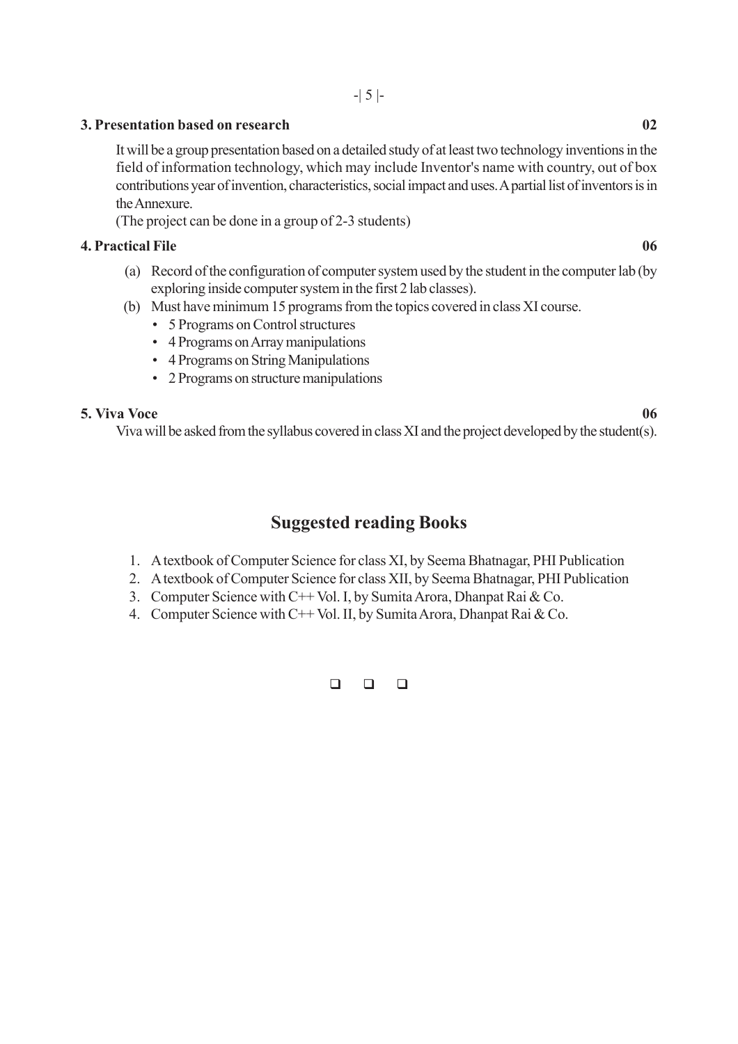**3. Presentation based on research** **02**

It will be a group presentation based on a detailed study of at least two technology inventions in the field of information technology, which may include Inventor's name with country, out of box contributions year of invention, characteristics, social impact and uses. A partial list of inventors is in the Annexure.

(The project can be done in a group of 2-3 students)

**4. Practical File** **06**

(a) Record of the configuration of computer system used by the student in the computer lab (by exploring inside computer system in the first 2 lab classes).

(b) Must have minimum 15 programs from the topics covered in class XI course.
- 5 Programs on Control structures
- 4 Programs on Array manipulations
- 4 Programs on String Manipulations
- 2 Programs on structure manipulations

**5. Viva Voce** **06**

Viva will be asked from the syllabus covered in class XI and the project developed by the student(s).

## Suggested reading Books

1. A textbook of Computer Science for class XI, by Seema Bhatnagar, PHI Publication
2. A textbook of Computer Science for class XII, by Seema Bhatnagar, PHI Publication
3. Computer Science with C++ Vol. I, by Sumita Arora, Dhanpat Rai & Co.
4. Computer Science with C++ Vol. II, by Sumita Arora, Dhanpat Rai & Co.

❑ ❑ ❑